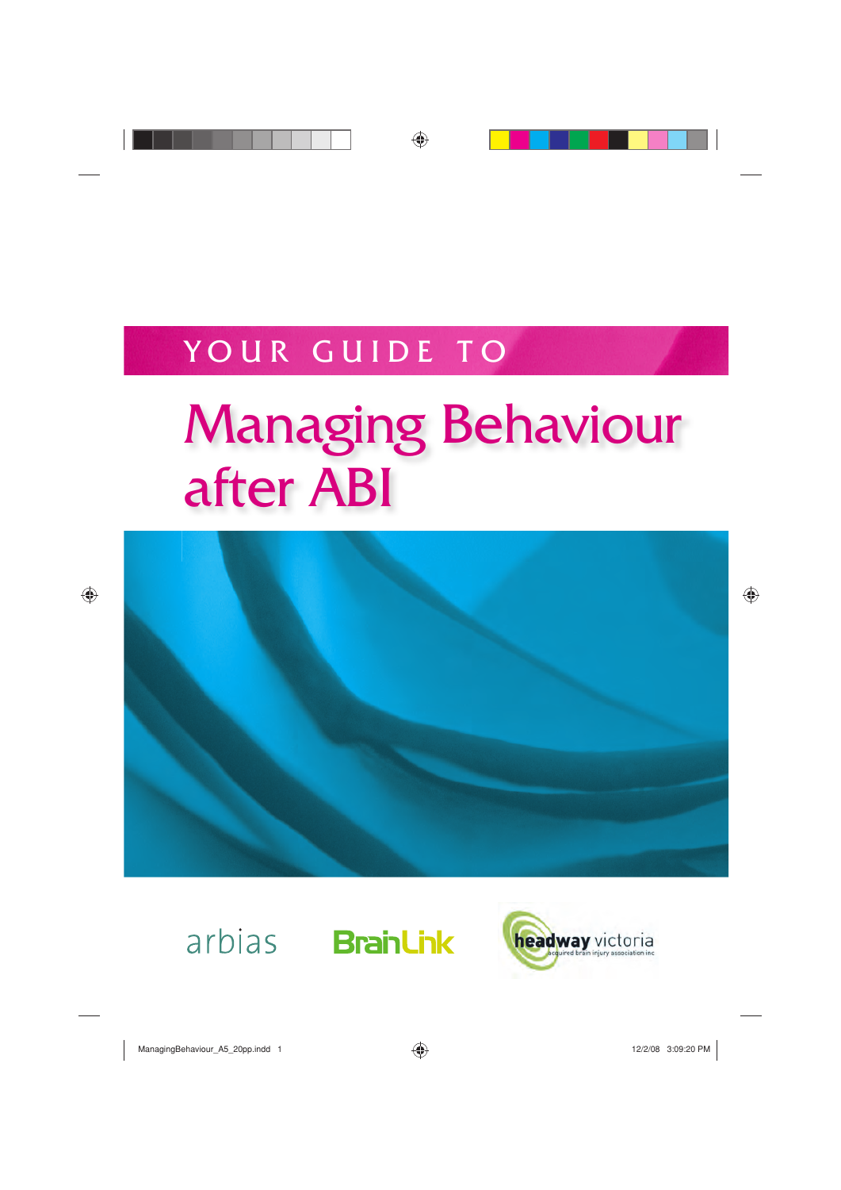YOUR GUIDE TO

# Managing Behaviour after ABI

arbias

BrainLink

headway victoria
acquired brain injury association inc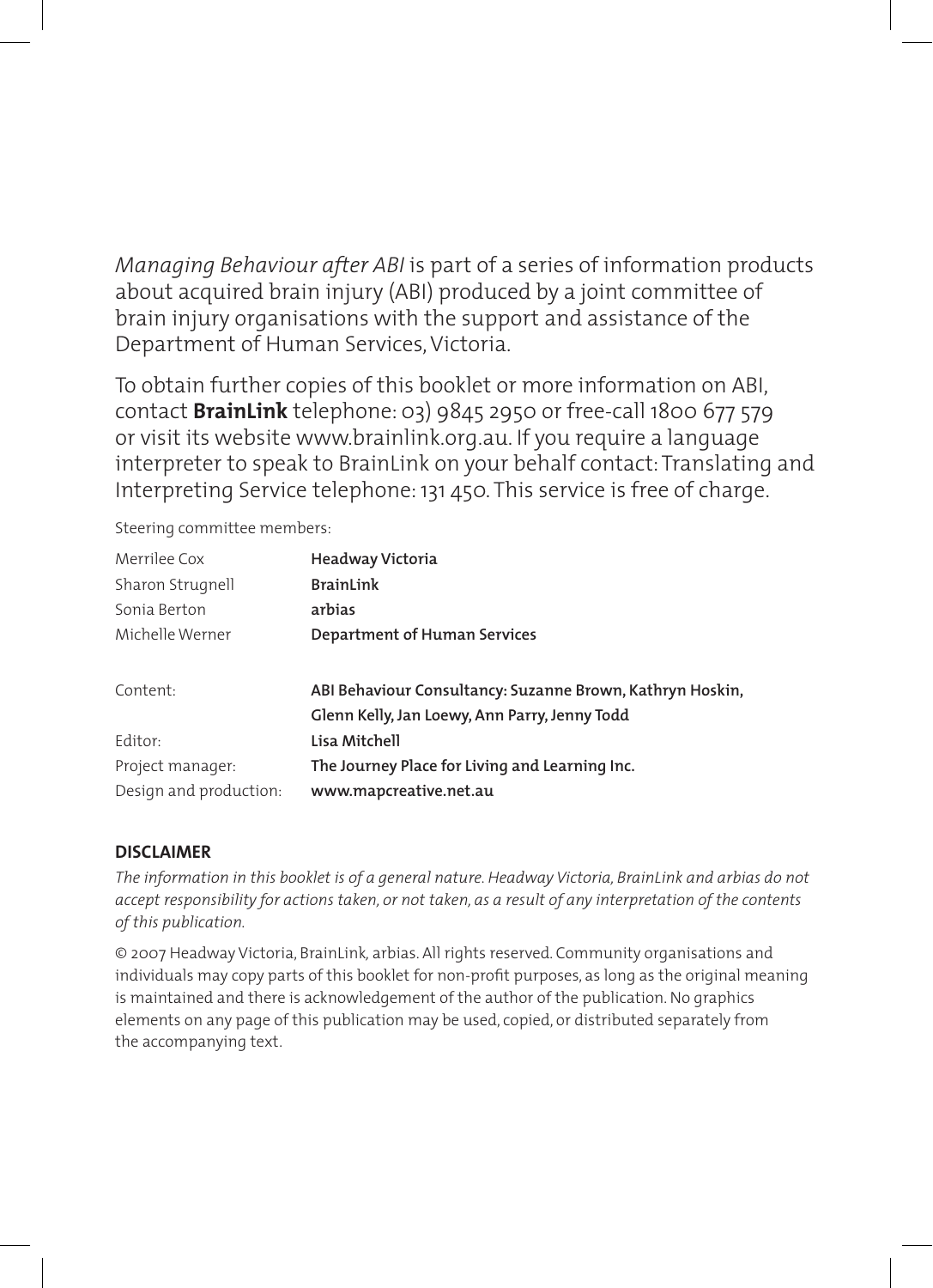*Managing Behaviour after ABI* is part of a series of information products about acquired brain injury (ABI) produced by a joint committee of brain injury organisations with the support and assistance of the Department of Human Services, Victoria.

To obtain further copies of this booklet or more information on ABI, contact **BrainLink** telephone: 03) 9845 2950 or free-call 1800 677 579 or visit its website www.brainlink.org.au. If you require a language interpreter to speak to BrainLink on your behalf contact: Translating and Interpreting Service telephone: 131 450. This service is free of charge.

Steering committee members:

| | |
|---|---|
| Merrilee Cox | **Headway Victoria** |
| Sharon Strugnell | **BrainLink** |
| Sonia Berton | **arbias** |
| Michelle Werner | **Department of Human Services** |

| | |
|---|---|
| Content: | **ABI Behaviour Consultancy: Suzanne Brown, Kathryn Hoskin, Glenn Kelly, Jan Loewy, Ann Parry, Jenny Todd** |
| Editor: | **Lisa Mitchell** |
| Project manager: | **The Journey Place for Living and Learning Inc.** |
| Design and production: | **www.mapcreative.net.au** |

**DISCLAIMER**

*The information in this booklet is of a general nature. Headway Victoria, BrainLink and arbias do not accept responsibility for actions taken, or not taken, as a result of any interpretation of the contents of this publication.*

© 2007 Headway Victoria, BrainLink, arbias. All rights reserved. Community organisations and individuals may copy parts of this booklet for non-profit purposes, as long as the original meaning is maintained and there is acknowledgement of the author of the publication. No graphics elements on any page of this publication may be used, copied, or distributed separately from the accompanying text.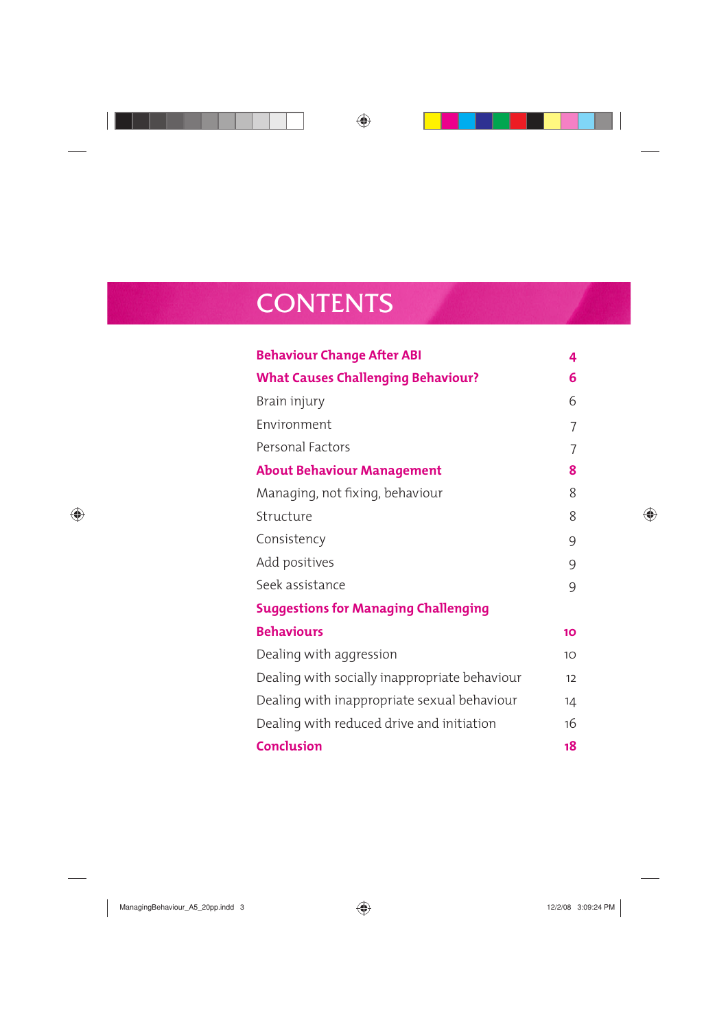# CONTENTS

| | |
|---|---|
| **Behaviour Change After ABI** | **4** |
| **What Causes Challenging Behaviour?** | **6** |
| Brain injury | 6 |
| Environment | 7 |
| Personal Factors | 7 |
| **About Behaviour Management** | **8** |
| Managing, not fixing, behaviour | 8 |
| Structure | 8 |
| Consistency | 9 |
| Add positives | 9 |
| Seek assistance | 9 |
| **Suggestions for Managing Challenging Behaviours** | **10** |
| Dealing with aggression | 10 |
| Dealing with socially inappropriate behaviour | 12 |
| Dealing with inappropriate sexual behaviour | 14 |
| Dealing with reduced drive and initiation | 16 |
| **Conclusion** | **18** |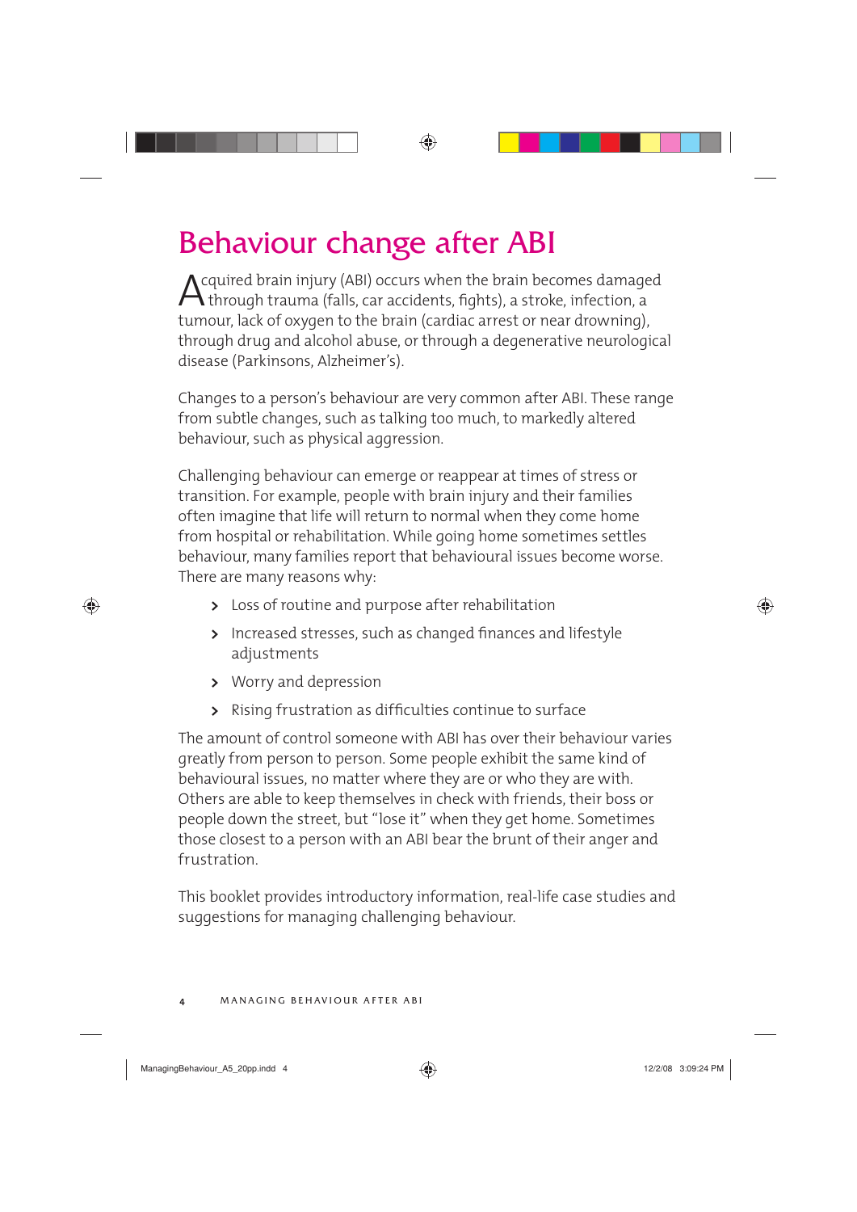# Behaviour change after ABI

Acquired brain injury (ABI) occurs when the brain becomes damaged through trauma (falls, car accidents, fights), a stroke, infection, a tumour, lack of oxygen to the brain (cardiac arrest or near drowning), through drug and alcohol abuse, or through a degenerative neurological disease (Parkinsons, Alzheimer's).

Changes to a person's behaviour are very common after ABI. These range from subtle changes, such as talking too much, to markedly altered behaviour, such as physical aggression.

Challenging behaviour can emerge or reappear at times of stress or transition. For example, people with brain injury and their families often imagine that life will return to normal when they come home from hospital or rehabilitation. While going home sometimes settles behaviour, many families report that behavioural issues become worse. There are many reasons why:

- Loss of routine and purpose after rehabilitation
- Increased stresses, such as changed finances and lifestyle adjustments
- Worry and depression
- Rising frustration as difficulties continue to surface

The amount of control someone with ABI has over their behaviour varies greatly from person to person. Some people exhibit the same kind of behavioural issues, no matter where they are or who they are with. Others are able to keep themselves in check with friends, their boss or people down the street, but "lose it" when they get home. Sometimes those closest to a person with an ABI bear the brunt of their anger and frustration.

This booklet provides introductory information, real-life case studies and suggestions for managing challenging behaviour.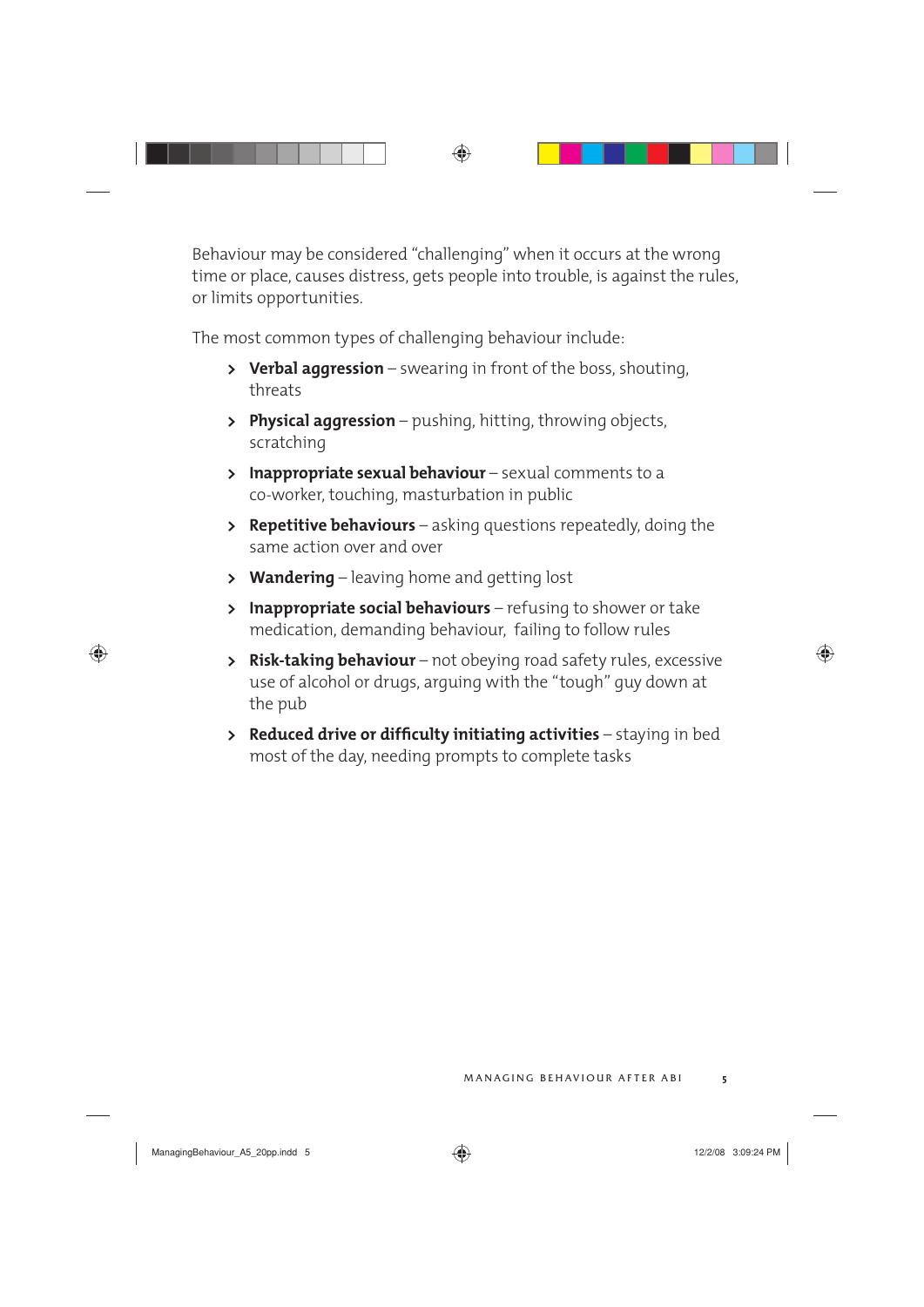Behaviour may be considered "challenging" when it occurs at the wrong time or place, causes distress, gets people into trouble, is against the rules, or limits opportunities.

The most common types of challenging behaviour include:

- **Verbal aggression** – swearing in front of the boss, shouting, threats
- **Physical aggression** – pushing, hitting, throwing objects, scratching
- **Inappropriate sexual behaviour** – sexual comments to a co-worker, touching, masturbation in public
- **Repetitive behaviours** – asking questions repeatedly, doing the same action over and over
- **Wandering** – leaving home and getting lost
- **Inappropriate social behaviours** – refusing to shower or take medication, demanding behaviour, failing to follow rules
- **Risk-taking behaviour** – not obeying road safety rules, excessive use of alcohol or drugs, arguing with the "tough" guy down at the pub
- **Reduced drive or difficulty initiating activities** – staying in bed most of the day, needing prompts to complete tasks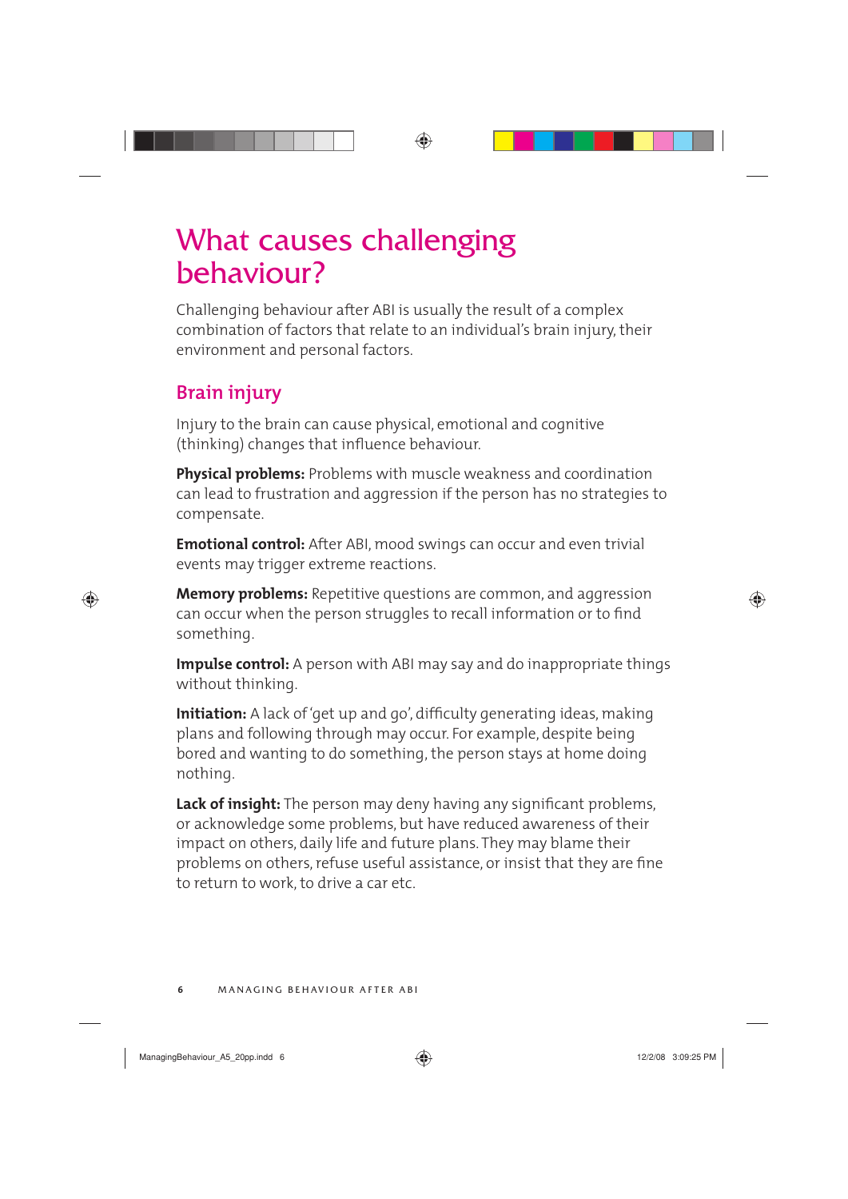# What causes challenging behaviour?

Challenging behaviour after ABI is usually the result of a complex combination of factors that relate to an individual's brain injury, their environment and personal factors.

## Brain injury

Injury to the brain can cause physical, emotional and cognitive (thinking) changes that influence behaviour.

**Physical problems:** Problems with muscle weakness and coordination can lead to frustration and aggression if the person has no strategies to compensate.

**Emotional control:** After ABI, mood swings can occur and even trivial events may trigger extreme reactions.

**Memory problems:** Repetitive questions are common, and aggression can occur when the person struggles to recall information or to find something.

**Impulse control:** A person with ABI may say and do inappropriate things without thinking.

**Initiation:** A lack of 'get up and go', difficulty generating ideas, making plans and following through may occur. For example, despite being bored and wanting to do something, the person stays at home doing nothing.

**Lack of insight:** The person may deny having any significant problems, or acknowledge some problems, but have reduced awareness of their impact on others, daily life and future plans. They may blame their problems on others, refuse useful assistance, or insist that they are fine to return to work, to drive a car etc.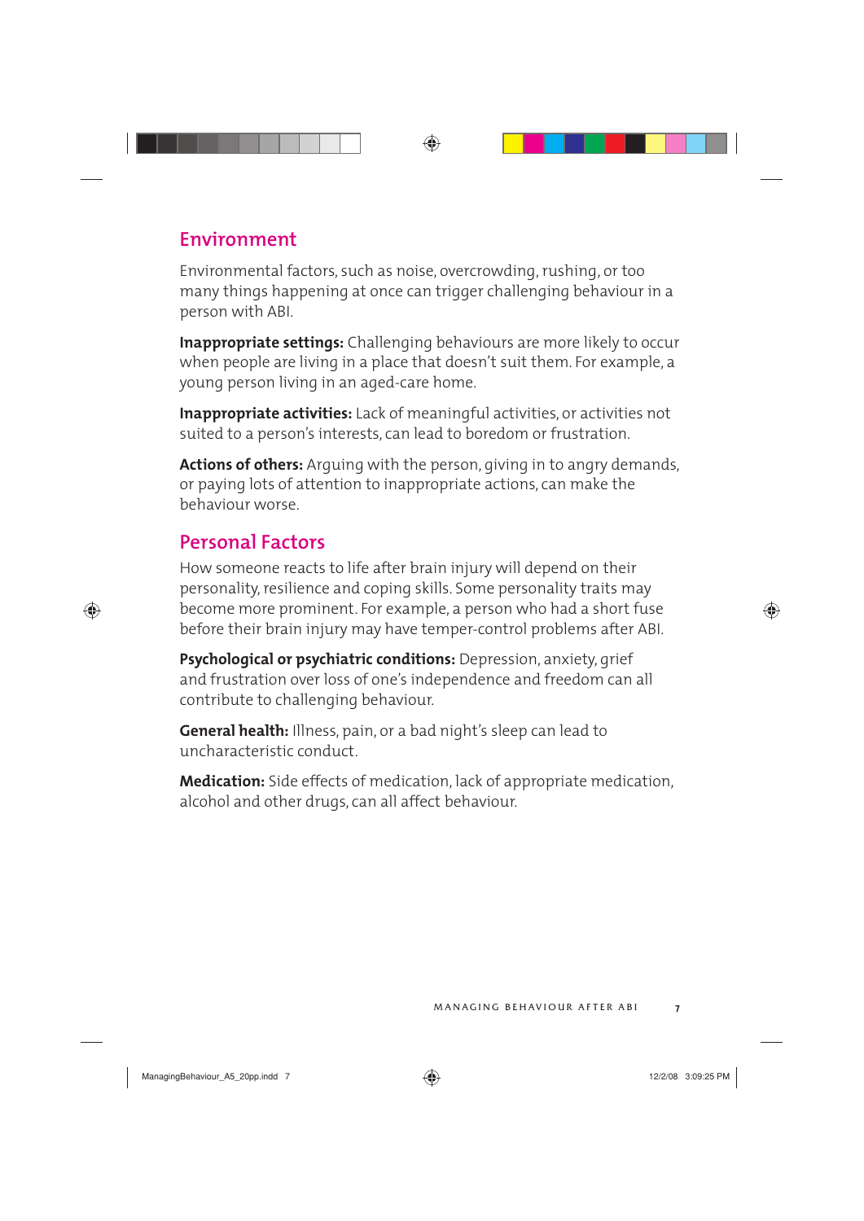## Environment

Environmental factors, such as noise, overcrowding, rushing, or too many things happening at once can trigger challenging behaviour in a person with ABI.

**Inappropriate settings:** Challenging behaviours are more likely to occur when people are living in a place that doesn't suit them. For example, a young person living in an aged-care home.

**Inappropriate activities:** Lack of meaningful activities, or activities not suited to a person's interests, can lead to boredom or frustration.

**Actions of others:** Arguing with the person, giving in to angry demands, or paying lots of attention to inappropriate actions, can make the behaviour worse.

## Personal Factors

How someone reacts to life after brain injury will depend on their personality, resilience and coping skills. Some personality traits may become more prominent. For example, a person who had a short fuse before their brain injury may have temper-control problems after ABI.

**Psychological or psychiatric conditions:** Depression, anxiety, grief and frustration over loss of one's independence and freedom can all contribute to challenging behaviour.

**General health:** Illness, pain, or a bad night's sleep can lead to uncharacteristic conduct.

**Medication:** Side effects of medication, lack of appropriate medication, alcohol and other drugs, can all affect behaviour.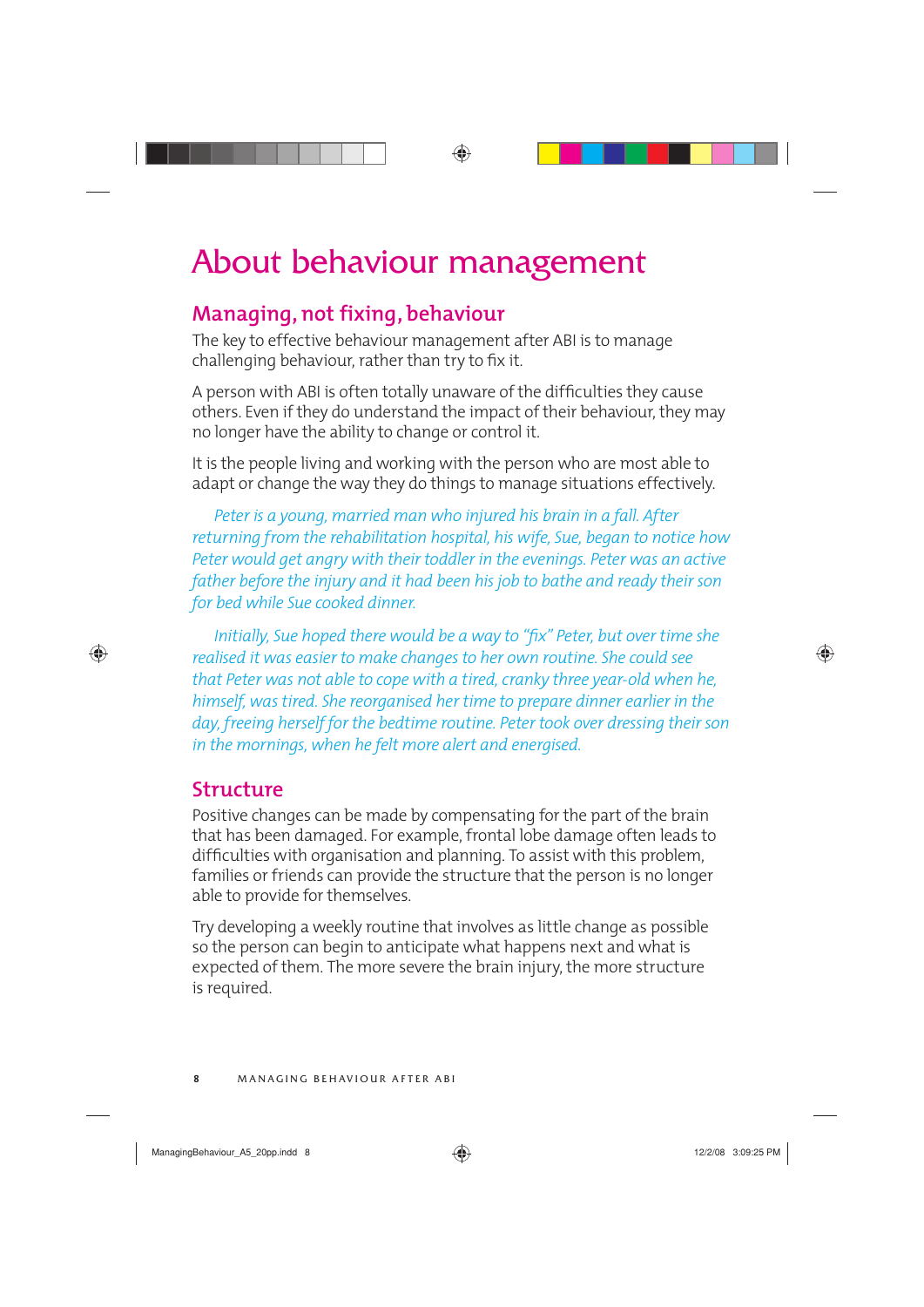# About behaviour management

## Managing, not fixing, behaviour

The key to effective behaviour management after ABI is to manage challenging behaviour, rather than try to fix it.

A person with ABI is often totally unaware of the difficulties they cause others. Even if they do understand the impact of their behaviour, they may no longer have the ability to change or control it.

It is the people living and working with the person who are most able to adapt or change the way they do things to manage situations effectively.

*Peter is a young, married man who injured his brain in a fall. After returning from the rehabilitation hospital, his wife, Sue, began to notice how Peter would get angry with their toddler in the evenings. Peter was an active father before the injury and it had been his job to bathe and ready their son for bed while Sue cooked dinner.*

*Initially, Sue hoped there would be a way to "fix" Peter, but over time she realised it was easier to make changes to her own routine. She could see that Peter was not able to cope with a tired, cranky three year-old when he, himself, was tired. She reorganised her time to prepare dinner earlier in the day, freeing herself for the bedtime routine. Peter took over dressing their son in the mornings, when he felt more alert and energised.*

## Structure

Positive changes can be made by compensating for the part of the brain that has been damaged. For example, frontal lobe damage often leads to difficulties with organisation and planning. To assist with this problem, families or friends can provide the structure that the person is no longer able to provide for themselves.

Try developing a weekly routine that involves as little change as possible so the person can begin to anticipate what happens next and what is expected of them. The more severe the brain injury, the more structure is required.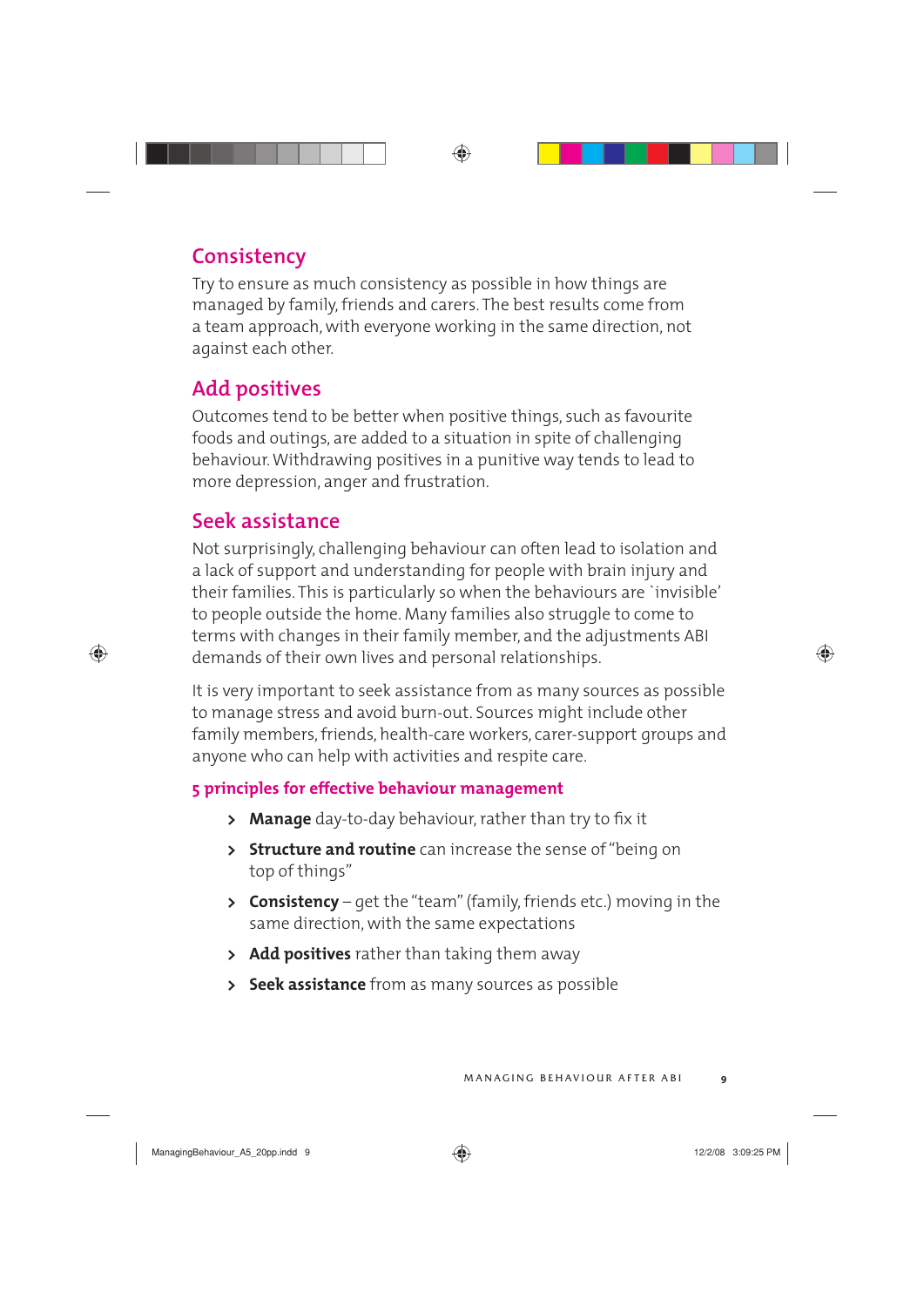## Consistency

Try to ensure as much consistency as possible in how things are managed by family, friends and carers. The best results come from a team approach, with everyone working in the same direction, not against each other.

## Add positives

Outcomes tend to be better when positive things, such as favourite foods and outings, are added to a situation in spite of challenging behaviour. Withdrawing positives in a punitive way tends to lead to more depression, anger and frustration.

## Seek assistance

Not surprisingly, challenging behaviour can often lead to isolation and a lack of support and understanding for people with brain injury and their families. This is particularly so when the behaviours are `invisible' to people outside the home. Many families also struggle to come to terms with changes in their family member, and the adjustments ABI demands of their own lives and personal relationships.

It is very important to seek assistance from as many sources as possible to manage stress and avoid burn-out. Sources might include other family members, friends, health-care workers, carer-support groups and anyone who can help with activities and respite care.

### 5 principles for effective behaviour management

- **Manage** day-to-day behaviour, rather than try to fix it
- **Structure and routine** can increase the sense of "being on top of things"
- **Consistency** – get the "team" (family, friends etc.) moving in the same direction, with the same expectations
- **Add positives** rather than taking them away
- **Seek assistance** from as many sources as possible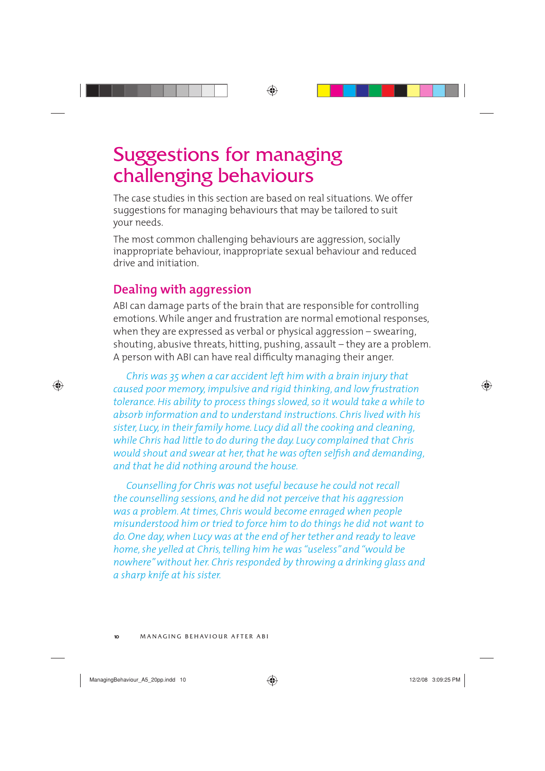# Suggestions for managing challenging behaviours

The case studies in this section are based on real situations. We offer suggestions for managing behaviours that may be tailored to suit your needs.

The most common challenging behaviours are aggression, socially inappropriate behaviour, inappropriate sexual behaviour and reduced drive and initiation.

## Dealing with aggression

ABI can damage parts of the brain that are responsible for controlling emotions. While anger and frustration are normal emotional responses, when they are expressed as verbal or physical aggression – swearing, shouting, abusive threats, hitting, pushing, assault – they are a problem. A person with ABI can have real difficulty managing their anger.

*Chris was 35 when a car accident left him with a brain injury that caused poor memory, impulsive and rigid thinking, and low frustration tolerance. His ability to process things slowed, so it would take a while to absorb information and to understand instructions. Chris lived with his sister, Lucy, in their family home. Lucy did all the cooking and cleaning, while Chris had little to do during the day. Lucy complained that Chris would shout and swear at her, that he was often selfish and demanding, and that he did nothing around the house.*

*Counselling for Chris was not useful because he could not recall the counselling sessions, and he did not perceive that his aggression was a problem. At times, Chris would become enraged when people misunderstood him or tried to force him to do things he did not want to do. One day, when Lucy was at the end of her tether and ready to leave home, she yelled at Chris, telling him he was "useless" and "would be nowhere" without her. Chris responded by throwing a drinking glass and a sharp knife at his sister.*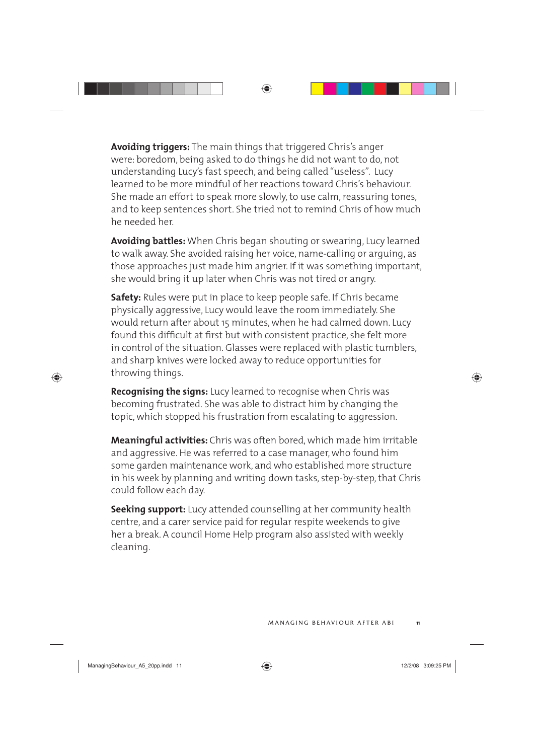**Avoiding triggers:** The main things that triggered Chris's anger were: boredom, being asked to do things he did not want to do, not understanding Lucy's fast speech, and being called "useless". Lucy learned to be more mindful of her reactions toward Chris's behaviour. She made an effort to speak more slowly, to use calm, reassuring tones, and to keep sentences short. She tried not to remind Chris of how much he needed her.

**Avoiding battles:** When Chris began shouting or swearing, Lucy learned to walk away. She avoided raising her voice, name-calling or arguing, as those approaches just made him angrier. If it was something important, she would bring it up later when Chris was not tired or angry.

**Safety:** Rules were put in place to keep people safe. If Chris became physically aggressive, Lucy would leave the room immediately. She would return after about 15 minutes, when he had calmed down. Lucy found this difficult at first but with consistent practice, she felt more in control of the situation. Glasses were replaced with plastic tumblers, and sharp knives were locked away to reduce opportunities for throwing things.

**Recognising the signs:** Lucy learned to recognise when Chris was becoming frustrated. She was able to distract him by changing the topic, which stopped his frustration from escalating to aggression.

**Meaningful activities:** Chris was often bored, which made him irritable and aggressive. He was referred to a case manager, who found him some garden maintenance work, and who established more structure in his week by planning and writing down tasks, step-by-step, that Chris could follow each day.

**Seeking support:** Lucy attended counselling at her community health centre, and a carer service paid for regular respite weekends to give her a break. A council Home Help program also assisted with weekly cleaning.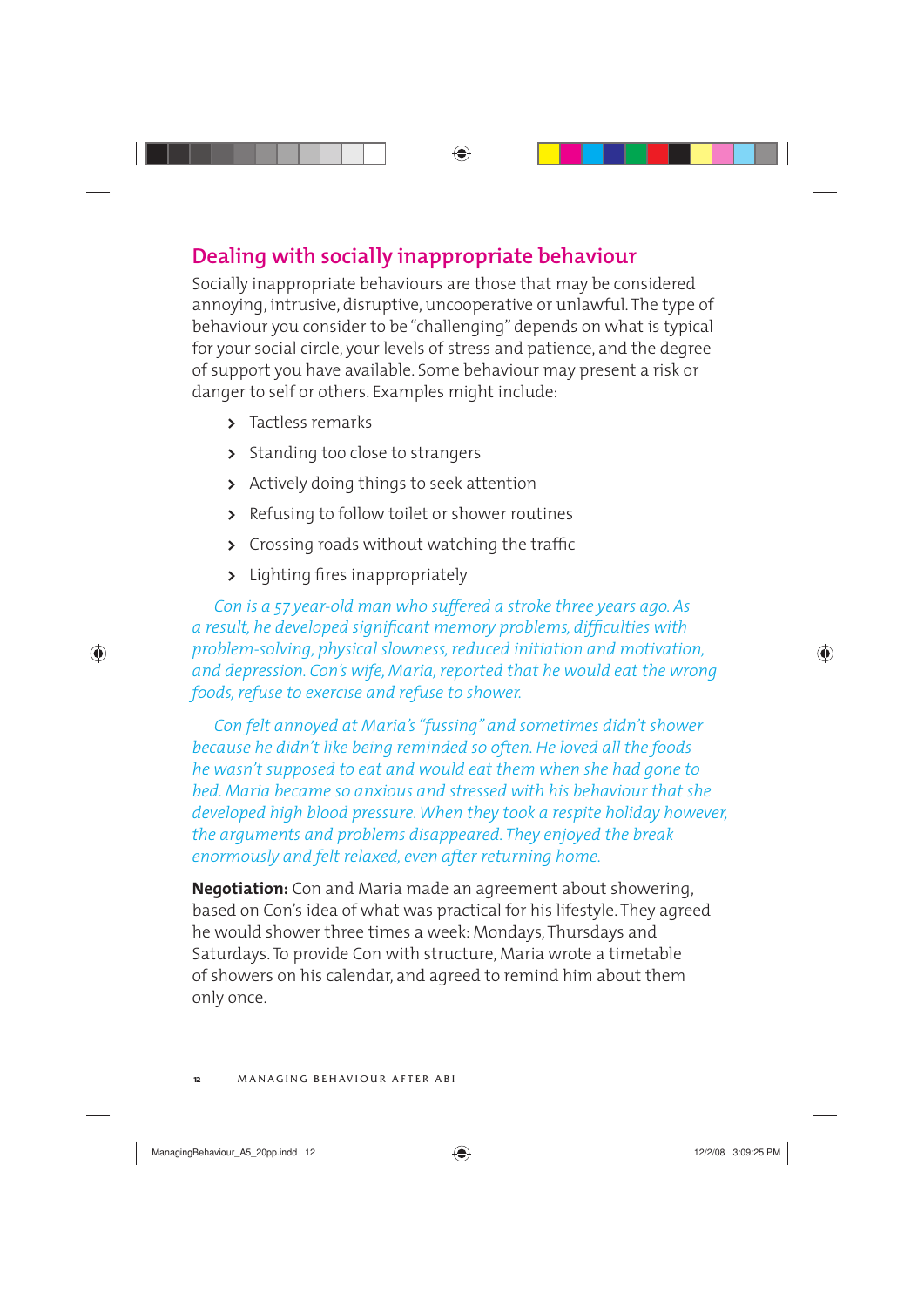## Dealing with socially inappropriate behaviour

Socially inappropriate behaviours are those that may be considered annoying, intrusive, disruptive, uncooperative or unlawful. The type of behaviour you consider to be "challenging" depends on what is typical for your social circle, your levels of stress and patience, and the degree of support you have available. Some behaviour may present a risk or danger to self or others. Examples might include:

- Tactless remarks
- Standing too close to strangers
- Actively doing things to seek attention
- Refusing to follow toilet or shower routines
- Crossing roads without watching the traffic
- Lighting fires inappropriately

*Con is a 57 year-old man who suffered a stroke three years ago. As a result, he developed significant memory problems, difficulties with problem-solving, physical slowness, reduced initiation and motivation, and depression. Con's wife, Maria, reported that he would eat the wrong foods, refuse to exercise and refuse to shower.*

*Con felt annoyed at Maria's "fussing" and sometimes didn't shower because he didn't like being reminded so often. He loved all the foods he wasn't supposed to eat and would eat them when she had gone to bed. Maria became so anxious and stressed with his behaviour that she developed high blood pressure. When they took a respite holiday however, the arguments and problems disappeared. They enjoyed the break enormously and felt relaxed, even after returning home.*

**Negotiation:** Con and Maria made an agreement about showering, based on Con's idea of what was practical for his lifestyle. They agreed he would shower three times a week: Mondays, Thursdays and Saturdays. To provide Con with structure, Maria wrote a timetable of showers on his calendar, and agreed to remind him about them only once.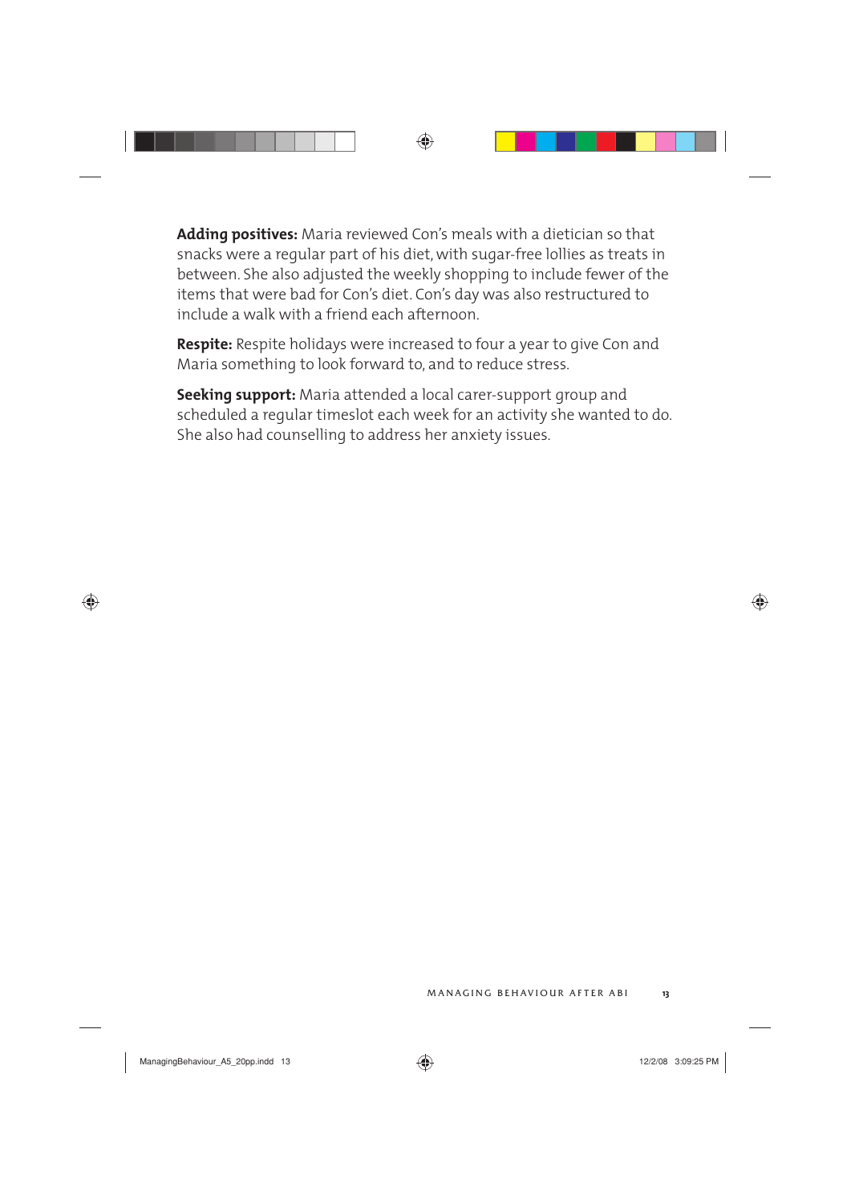**Adding positives:** Maria reviewed Con's meals with a dietician so that snacks were a regular part of his diet, with sugar-free lollies as treats in between. She also adjusted the weekly shopping to include fewer of the items that were bad for Con's diet. Con's day was also restructured to include a walk with a friend each afternoon.

**Respite:** Respite holidays were increased to four a year to give Con and Maria something to look forward to, and to reduce stress.

**Seeking support:** Maria attended a local carer-support group and scheduled a regular timeslot each week for an activity she wanted to do. She also had counselling to address her anxiety issues.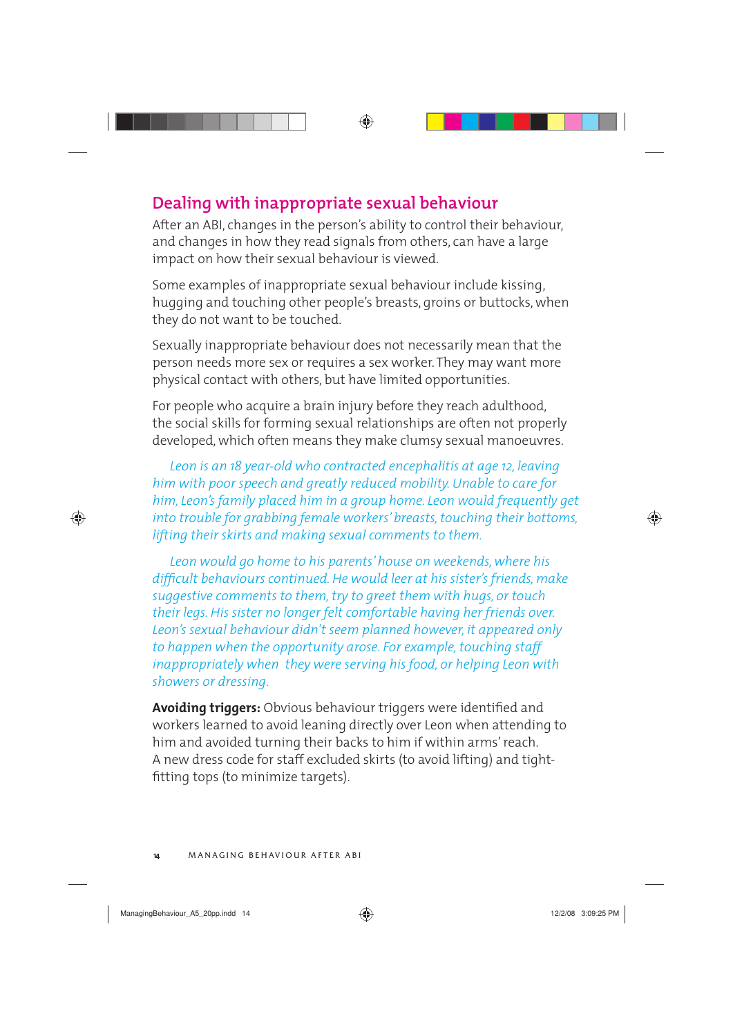## Dealing with inappropriate sexual behaviour

After an ABI, changes in the person's ability to control their behaviour, and changes in how they read signals from others, can have a large impact on how their sexual behaviour is viewed.

Some examples of inappropriate sexual behaviour include kissing, hugging and touching other people's breasts, groins or buttocks, when they do not want to be touched.

Sexually inappropriate behaviour does not necessarily mean that the person needs more sex or requires a sex worker. They may want more physical contact with others, but have limited opportunities.

For people who acquire a brain injury before they reach adulthood, the social skills for forming sexual relationships are often not properly developed, which often means they make clumsy sexual manoeuvres.

*Leon is an 18 year-old who contracted encephalitis at age 12, leaving him with poor speech and greatly reduced mobility. Unable to care for him, Leon's family placed him in a group home. Leon would frequently get into trouble for grabbing female workers' breasts, touching their bottoms, lifting their skirts and making sexual comments to them.*

*Leon would go home to his parents' house on weekends, where his difficult behaviours continued. He would leer at his sister's friends, make suggestive comments to them, try to greet them with hugs, or touch their legs. His sister no longer felt comfortable having her friends over. Leon's sexual behaviour didn't seem planned however, it appeared only to happen when the opportunity arose. For example, touching staff inappropriately when they were serving his food, or helping Leon with showers or dressing.*

**Avoiding triggers:** Obvious behaviour triggers were identified and workers learned to avoid leaning directly over Leon when attending to him and avoided turning their backs to him if within arms' reach. A new dress code for staff excluded skirts (to avoid lifting) and tight-fitting tops (to minimize targets).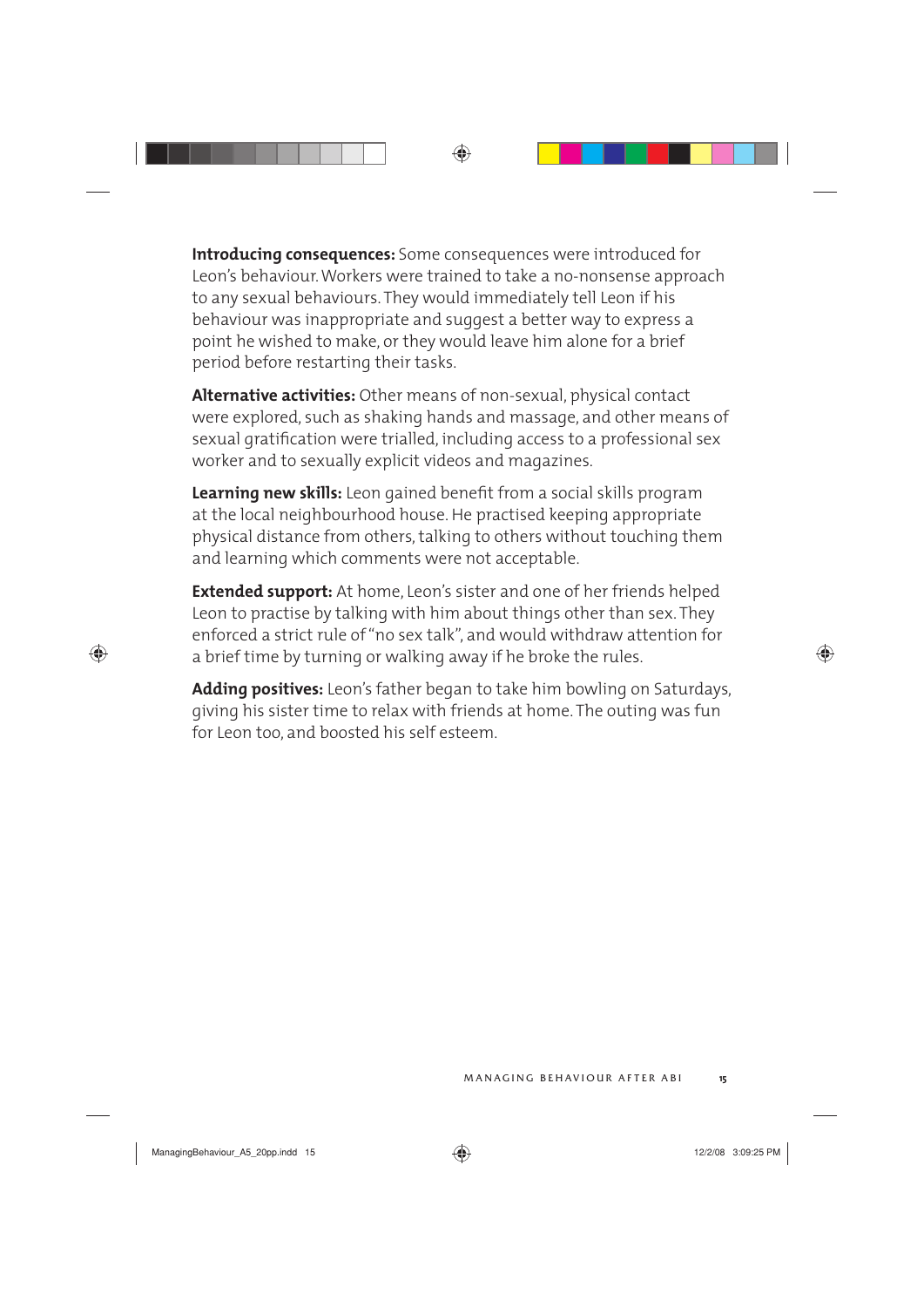**Introducing consequences:** Some consequences were introduced for Leon's behaviour. Workers were trained to take a no-nonsense approach to any sexual behaviours. They would immediately tell Leon if his behaviour was inappropriate and suggest a better way to express a point he wished to make, or they would leave him alone for a brief period before restarting their tasks.

**Alternative activities:** Other means of non-sexual, physical contact were explored, such as shaking hands and massage, and other means of sexual gratification were trialled, including access to a professional sex worker and to sexually explicit videos and magazines.

**Learning new skills:** Leon gained benefit from a social skills program at the local neighbourhood house. He practised keeping appropriate physical distance from others, talking to others without touching them and learning which comments were not acceptable.

**Extended support:** At home, Leon's sister and one of her friends helped Leon to practise by talking with him about things other than sex. They enforced a strict rule of "no sex talk", and would withdraw attention for a brief time by turning or walking away if he broke the rules.

**Adding positives:** Leon's father began to take him bowling on Saturdays, giving his sister time to relax with friends at home. The outing was fun for Leon too, and boosted his self esteem.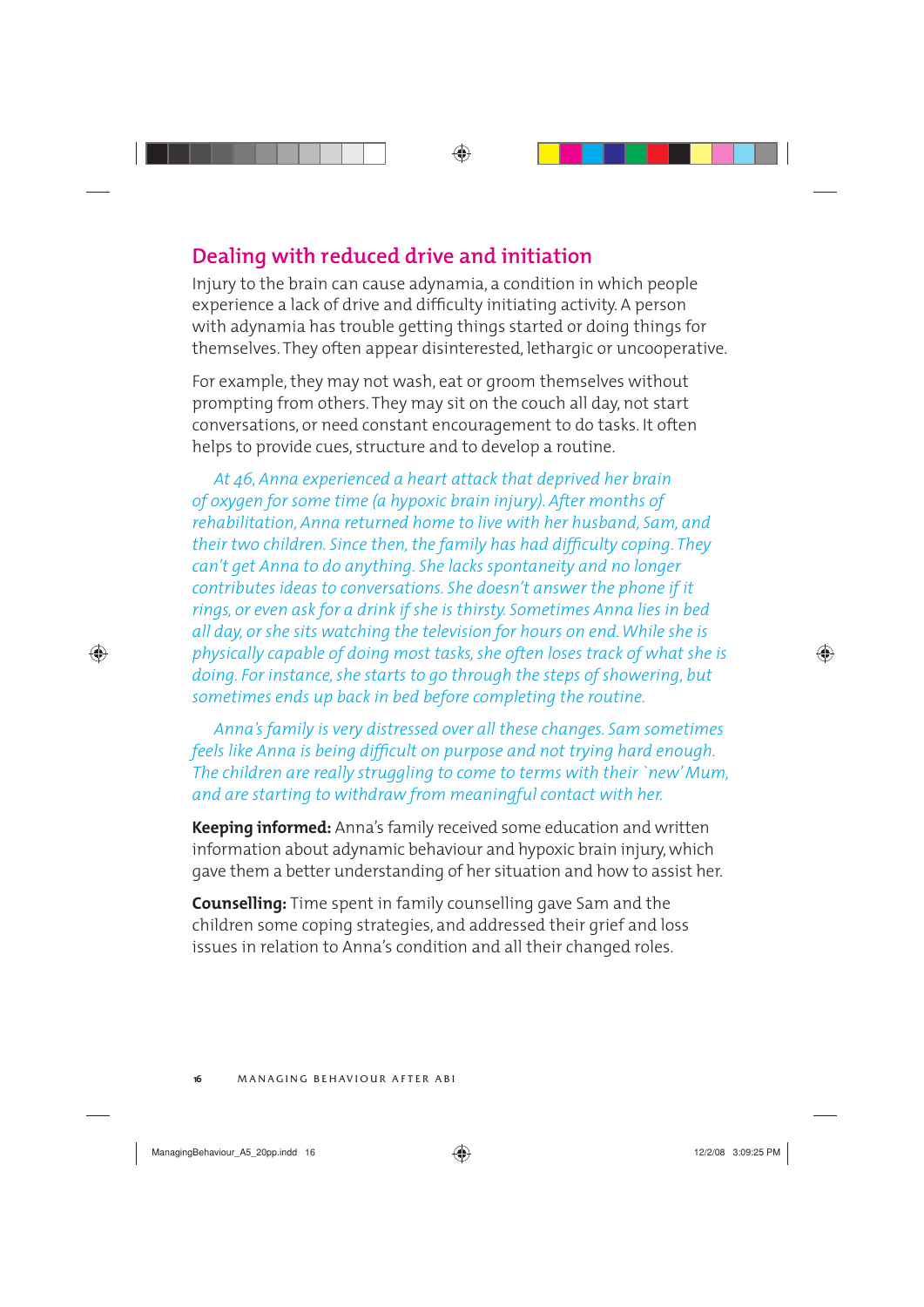## Dealing with reduced drive and initiation

Injury to the brain can cause adynamia, a condition in which people experience a lack of drive and difficulty initiating activity. A person with adynamia has trouble getting things started or doing things for themselves. They often appear disinterested, lethargic or uncooperative.

For example, they may not wash, eat or groom themselves without prompting from others. They may sit on the couch all day, not start conversations, or need constant encouragement to do tasks. It often helps to provide cues, structure and to develop a routine.

*At 46, Anna experienced a heart attack that deprived her brain of oxygen for some time (a hypoxic brain injury). After months of rehabilitation, Anna returned home to live with her husband, Sam, and their two children. Since then, the family has had difficulty coping. They can't get Anna to do anything. She lacks spontaneity and no longer contributes ideas to conversations. She doesn't answer the phone if it rings, or even ask for a drink if she is thirsty. Sometimes Anna lies in bed all day, or she sits watching the television for hours on end. While she is physically capable of doing most tasks, she often loses track of what she is doing. For instance, she starts to go through the steps of showering, but sometimes ends up back in bed before completing the routine.*

*Anna's family is very distressed over all these changes. Sam sometimes feels like Anna is being difficult on purpose and not trying hard enough. The children are really struggling to come to terms with their 'new' Mum, and are starting to withdraw from meaningful contact with her.*

**Keeping informed:** Anna's family received some education and written information about adynamic behaviour and hypoxic brain injury, which gave them a better understanding of her situation and how to assist her.

**Counselling:** Time spent in family counselling gave Sam and the children some coping strategies, and addressed their grief and loss issues in relation to Anna's condition and all their changed roles.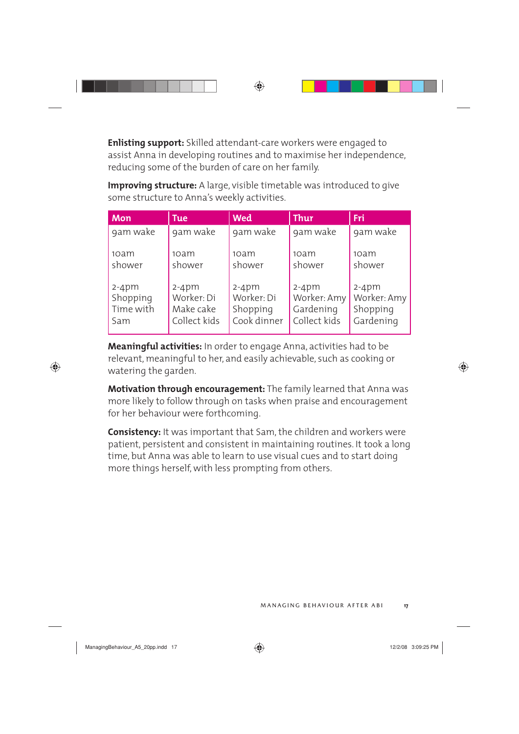**Enlisting support:** Skilled attendant-care workers were engaged to assist Anna in developing routines and to maximise her independence, reducing some of the burden of care on her family.

**Improving structure:** A large, visible timetable was introduced to give some structure to Anna's weekly activities.

| Mon | Tue | Wed | Thur | Fri |
|---|---|---|---|---|
| 9am wake | 9am wake | 9am wake | 9am wake | 9am wake |
| 10am shower | 10am shower | 10am shower | 10am shower | 10am shower |
| 2-4pm Shopping Time with Sam | 2-4pm Worker: Di Make cake Collect kids | 2-4pm Worker: Di Shopping Cook dinner | 2-4pm Worker: Amy Gardening Collect kids | 2-4pm Worker: Amy Shopping Gardening |

**Meaningful activities:** In order to engage Anna, activities had to be relevant, meaningful to her, and easily achievable, such as cooking or watering the garden.

**Motivation through encouragement:** The family learned that Anna was more likely to follow through on tasks when praise and encouragement for her behaviour were forthcoming.

**Consistency:** It was important that Sam, the children and workers were patient, persistent and consistent in maintaining routines. It took a long time, but Anna was able to learn to use visual cues and to start doing more things herself, with less prompting from others.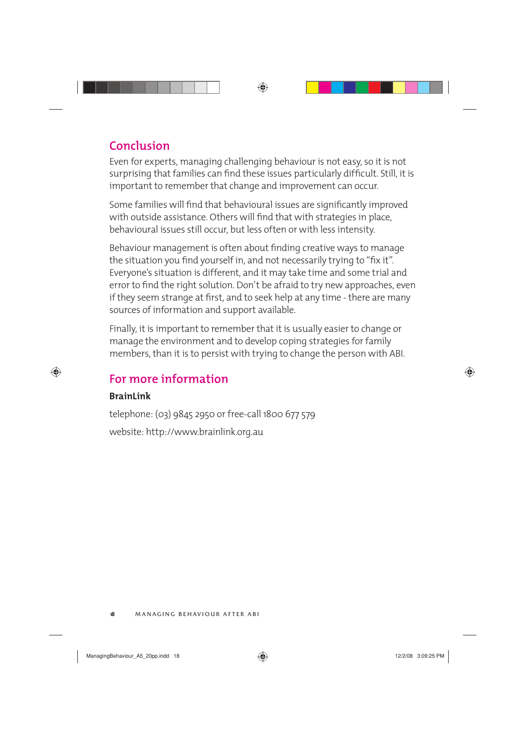## Conclusion

Even for experts, managing challenging behaviour is not easy, so it is not surprising that families can find these issues particularly difficult. Still, it is important to remember that change and improvement can occur.

Some families will find that behavioural issues are significantly improved with outside assistance. Others will find that with strategies in place, behavioural issues still occur, but less often or with less intensity.

Behaviour management is often about finding creative ways to manage the situation you find yourself in, and not necessarily trying to "fix it". Everyone's situation is different, and it may take time and some trial and error to find the right solution. Don't be afraid to try new approaches, even if they seem strange at first, and to seek help at any time - there are many sources of information and support available.

Finally, it is important to remember that it is usually easier to change or manage the environment and to develop coping strategies for family members, than it is to persist with trying to change the person with ABI.

## For more information

**BrainLink**

telephone: (03) 9845 2950 or free-call 1800 677 579

website: http://www.brainlink.org.au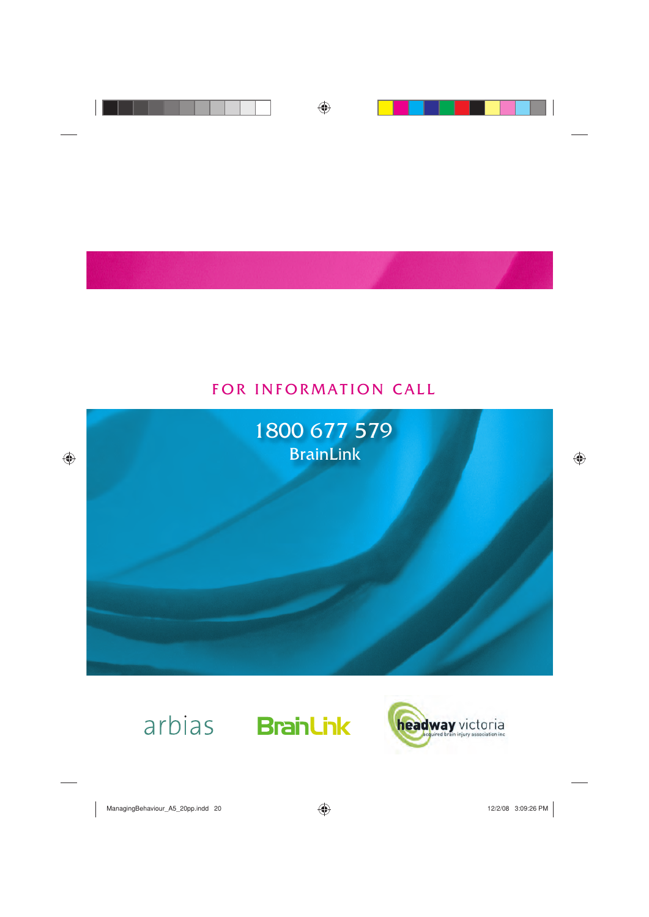FOR INFORMATION CALL

1800 677 579

BrainLink

arbias

BrainLink

headway victoria
acquired brain injury association inc